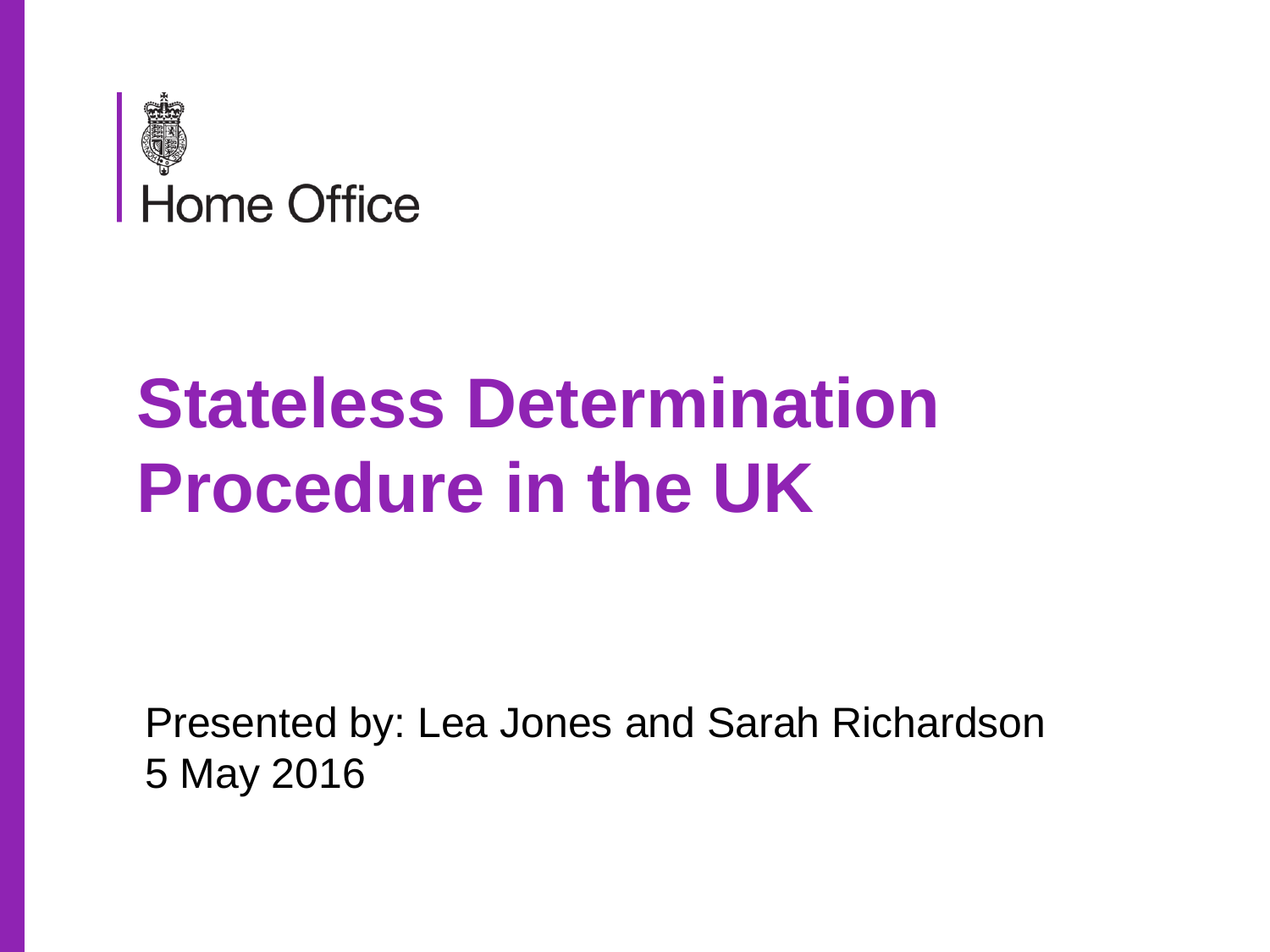Home Office

# Stateless Determination Procedure in the UK

Presented by: Lea Jones and Sarah Richardson
5 May 2016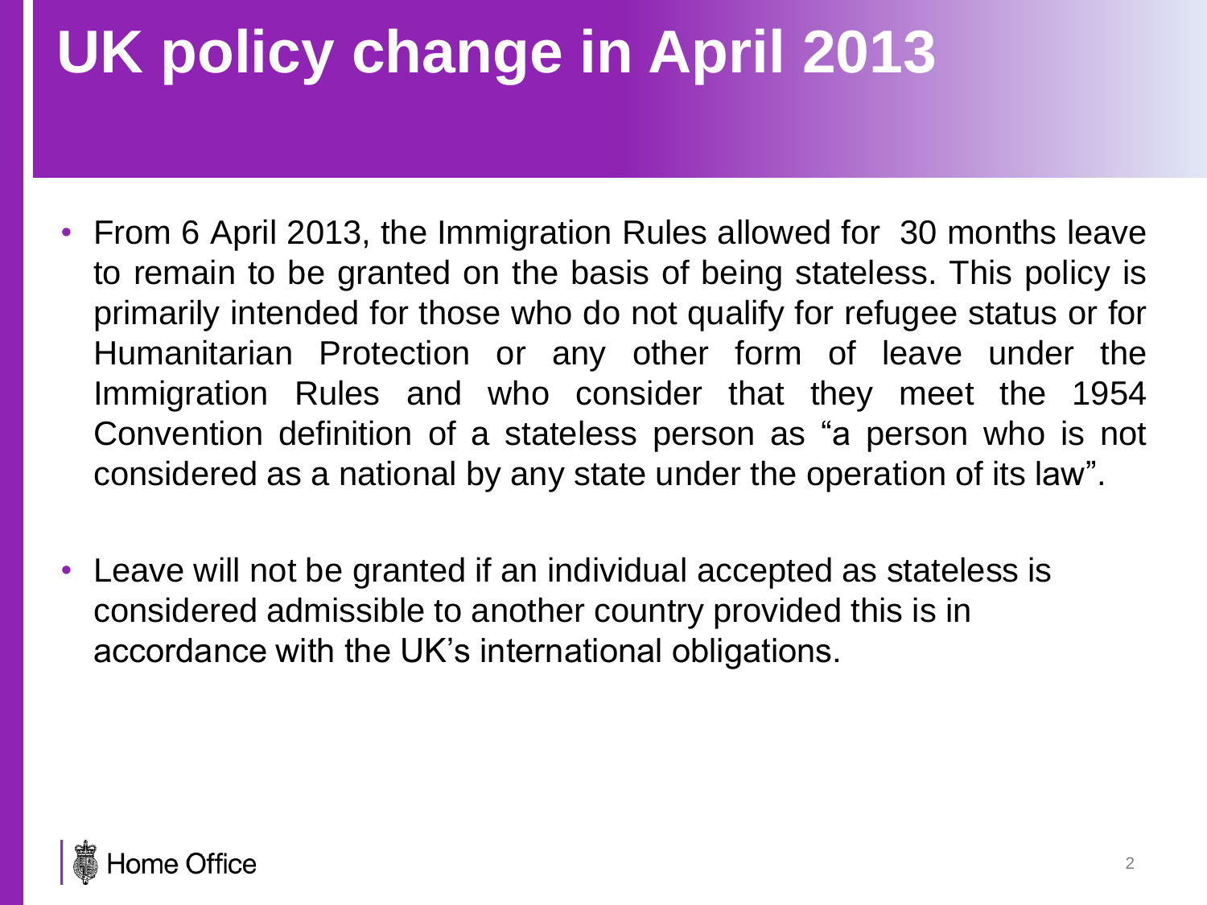# UK policy change in April 2013

- From 6 April 2013, the Immigration Rules allowed for 30 months leave to remain to be granted on the basis of being stateless. This policy is primarily intended for those who do not qualify for refugee status or for Humanitarian Protection or any other form of leave under the Immigration Rules and who consider that they meet the 1954 Convention definition of a stateless person as "a person who is not considered as a national by any state under the operation of its law".

- Leave will not be granted if an individual accepted as stateless is considered admissible to another country provided this is in accordance with the UK's international obligations.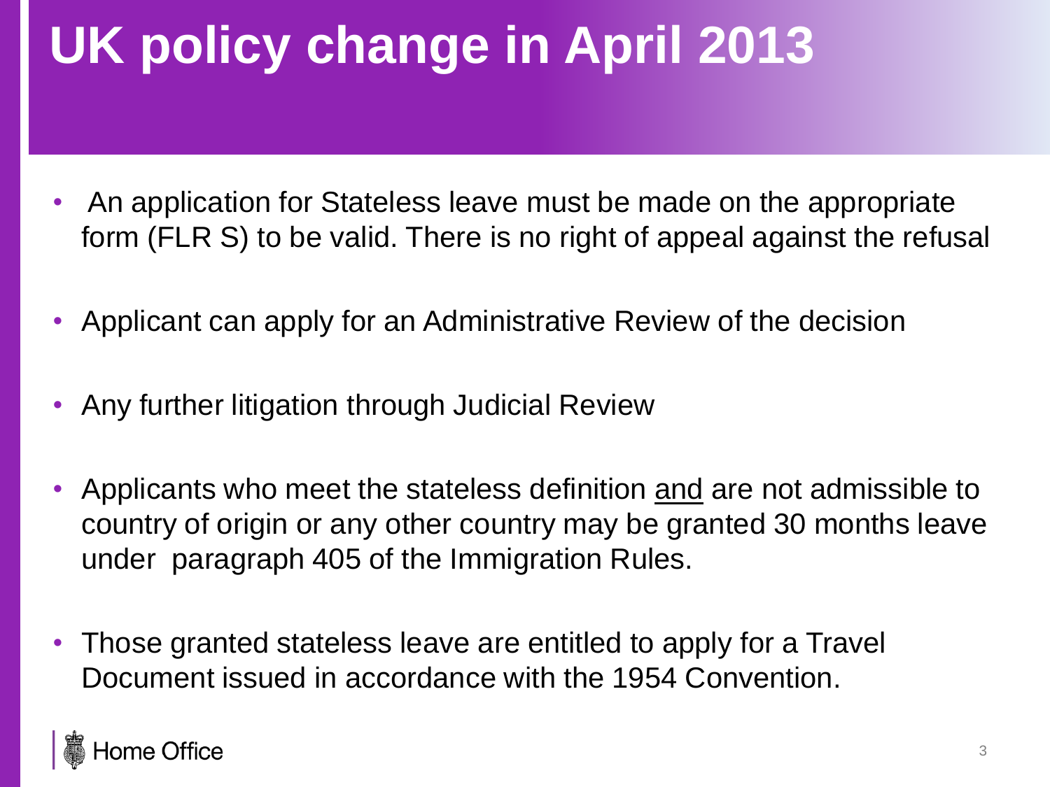# UK policy change in April 2013

- An application for Stateless leave must be made on the appropriate form (FLR S) to be valid. There is no right of appeal against the refusal
- Applicant can apply for an Administrative Review of the decision
- Any further litigation through Judicial Review
- Applicants who meet the stateless definition <u>and</u> are not admissible to country of origin or any other country may be granted 30 months leave under paragraph 405 of the Immigration Rules.
- Those granted stateless leave are entitled to apply for a Travel Document issued in accordance with the 1954 Convention.

Home Office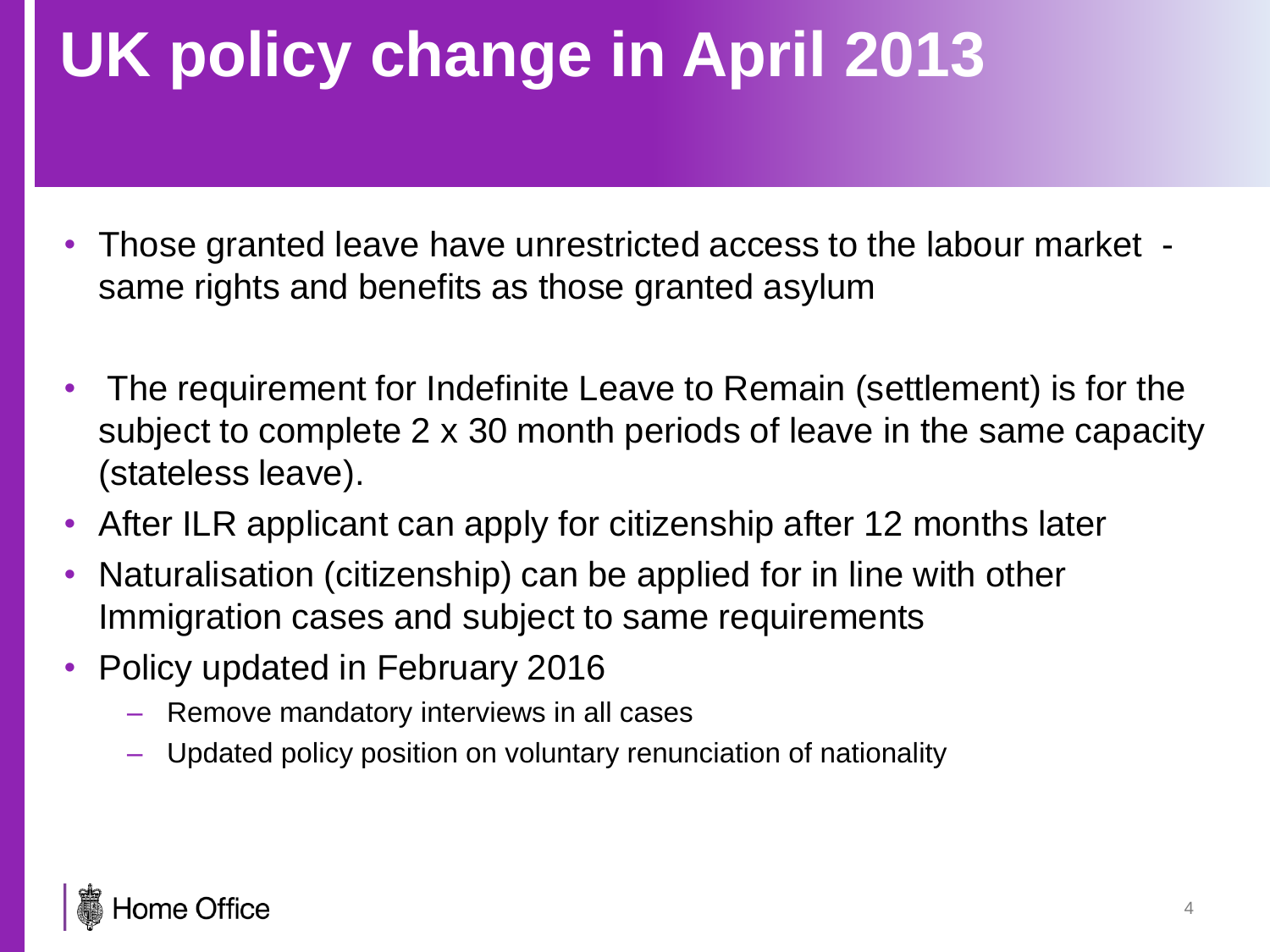# UK policy change in April 2013

- Those granted leave have unrestricted access to the labour market - same rights and benefits as those granted asylum
- The requirement for Indefinite Leave to Remain (settlement) is for the subject to complete 2 x 30 month periods of leave in the same capacity (stateless leave).
- After ILR applicant can apply for citizenship after 12 months later
- Naturalisation (citizenship) can be applied for in line with other Immigration cases and subject to same requirements
- Policy updated in February 2016
  - Remove mandatory interviews in all cases
  - Updated policy position on voluntary renunciation of nationality

Home Office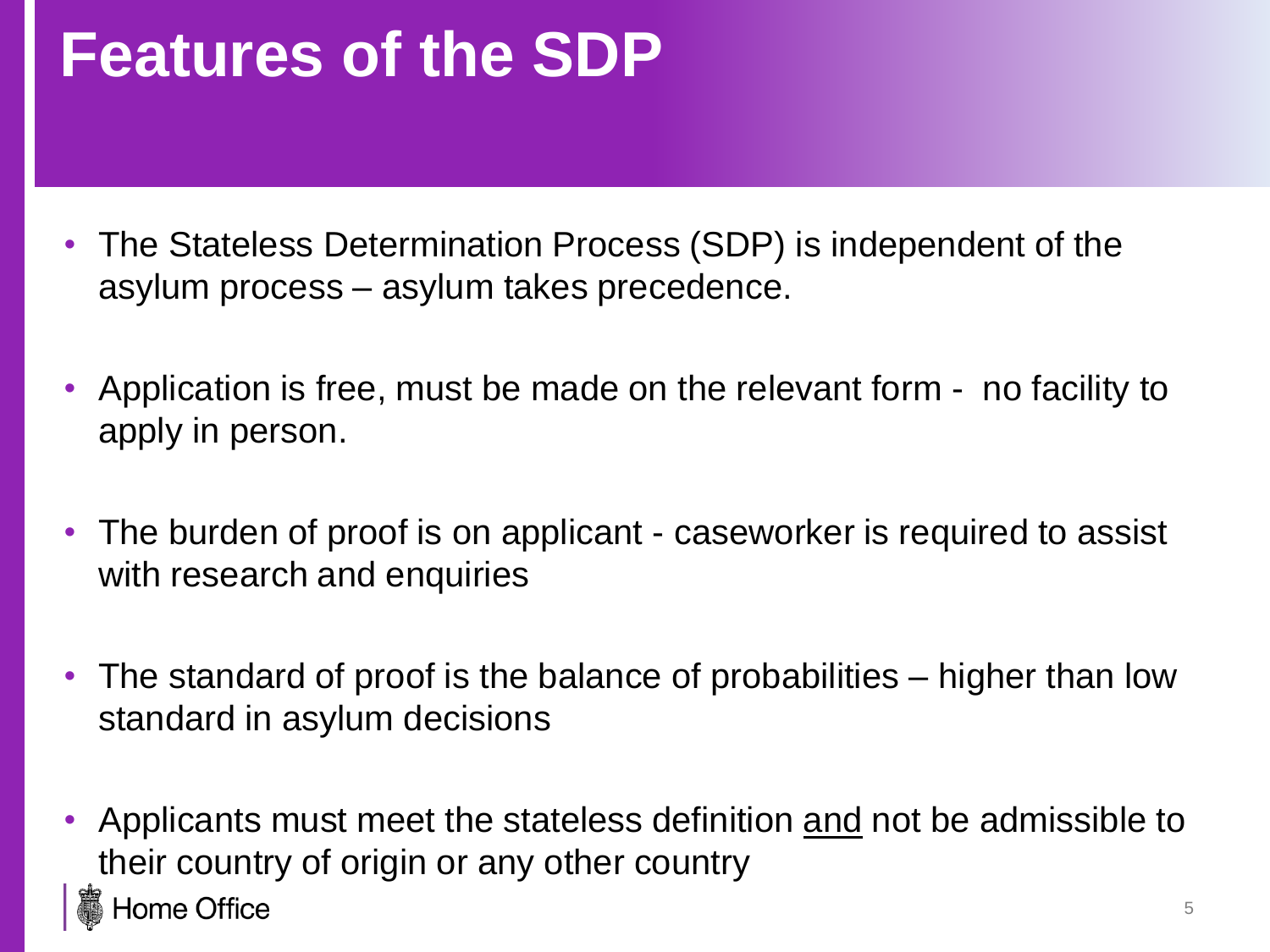# Features of the SDP

- The Stateless Determination Process (SDP) is independent of the asylum process – asylum takes precedence.
- Application is free, must be made on the relevant form - no facility to apply in person.
- The burden of proof is on applicant - caseworker is required to assist with research and enquiries
- The standard of proof is the balance of probabilities – higher than low standard in asylum decisions
- Applicants must meet the stateless definition <u>and</u> not be admissible to their country of origin or any other country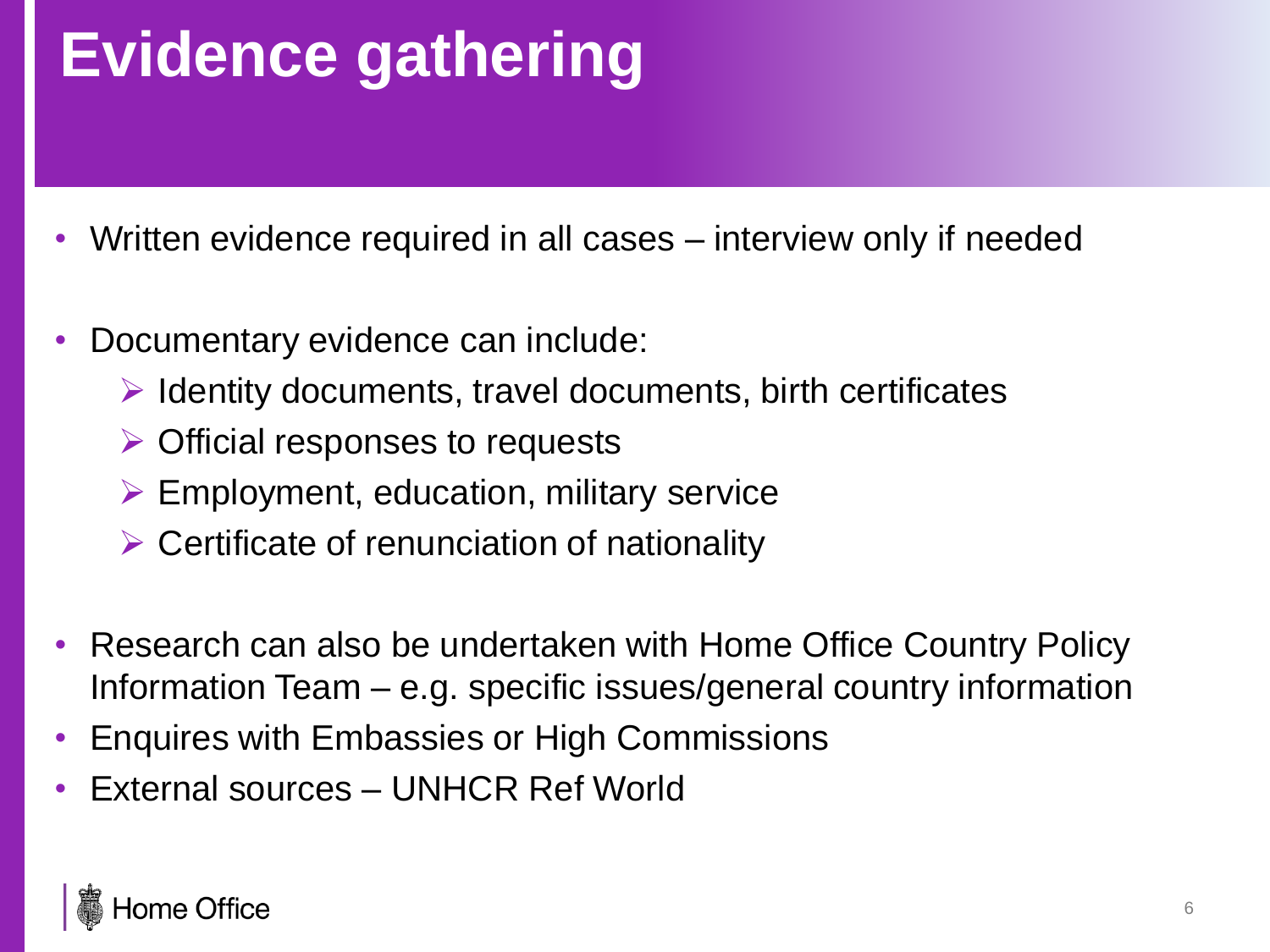# Evidence gathering

- Written evidence required in all cases – interview only if needed

- Documentary evidence can include:
  - Identity documents, travel documents, birth certificates
  - Official responses to requests
  - Employment, education, military service
  - Certificate of renunciation of nationality

- Research can also be undertaken with Home Office Country Policy Information Team – e.g. specific issues/general country information
- Enquires with Embassies or High Commissions
- External sources – UNHCR Ref World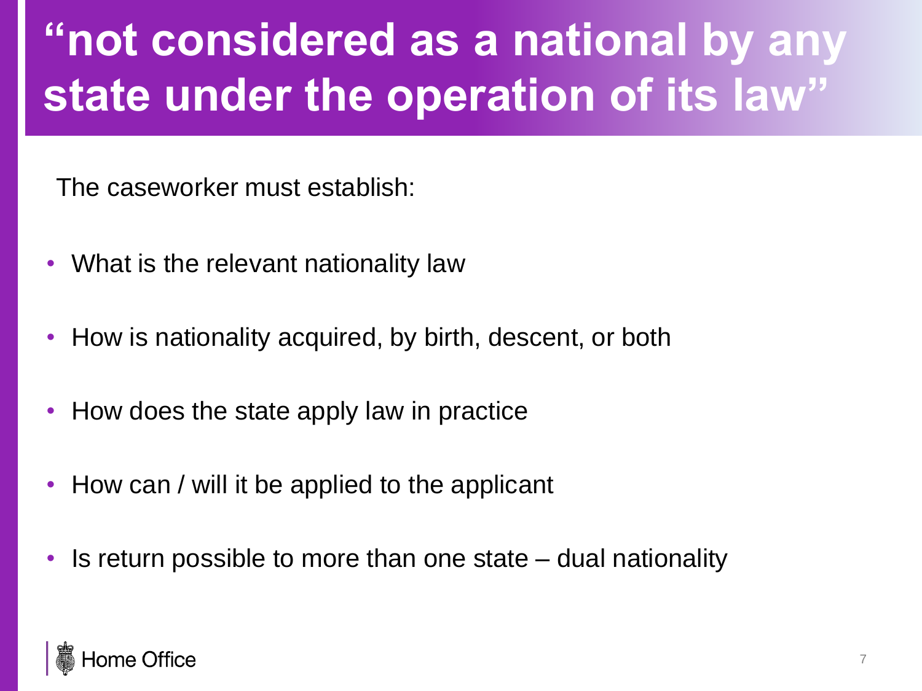# “not considered as a national by any state under the operation of its law”

The caseworker must establish:

- What is the relevant nationality law
- How is nationality acquired, by birth, descent, or both
- How does the state apply law in practice
- How can / will it be applied to the applicant
- Is return possible to more than one state – dual nationality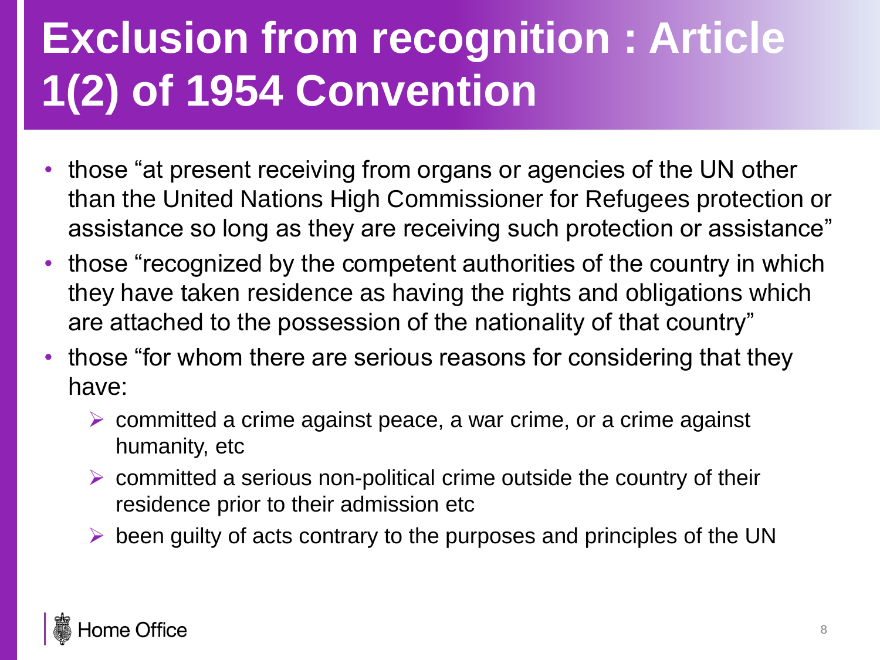# Exclusion from recognition : Article 1(2) of 1954 Convention

- those "at present receiving from organs or agencies of the UN other than the United Nations High Commissioner for Refugees protection or assistance so long as they are receiving such protection or assistance"
- those "recognized by the competent authorities of the country in which they have taken residence as having the rights and obligations which are attached to the possession of the nationality of that country"
- those "for whom there are serious reasons for considering that they have:
  - committed a crime against peace, a war crime, or a crime against humanity, etc
  - committed a serious non-political crime outside the country of their residence prior to their admission etc
  - been guilty of acts contrary to the purposes and principles of the UN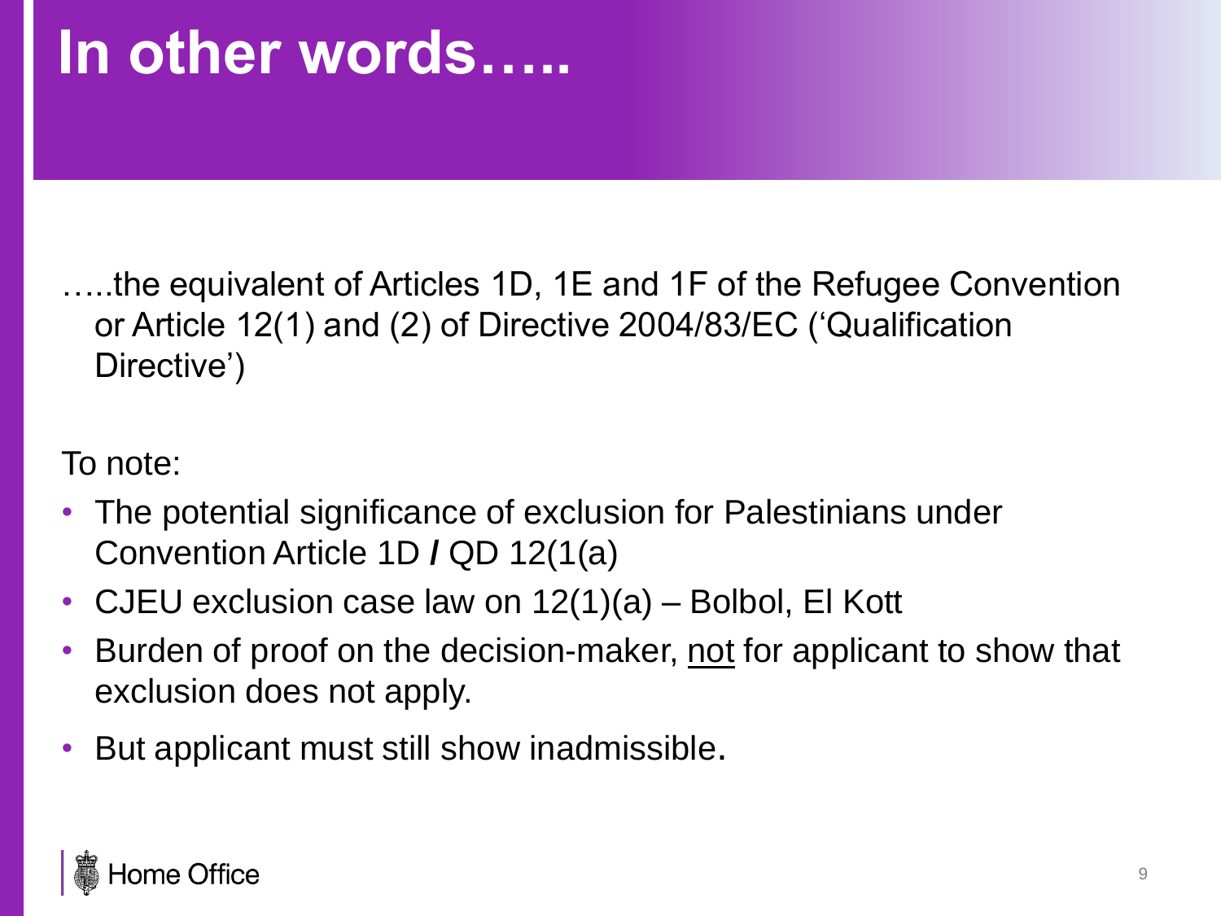# In other words…..

…..the equivalent of Articles 1D, 1E and 1F of the Refugee Convention or Article 12(1) and (2) of Directive 2004/83/EC ('Qualification Directive')

To note:

- The potential significance of exclusion for Palestinians under Convention Article 1D **/** QD 12(1(a)
- CJEU exclusion case law on 12(1)(a) – Bolbol, El Kott
- Burden of proof on the decision-maker, <u>not</u> for applicant to show that exclusion does not apply.
- But applicant must still show inadmissible.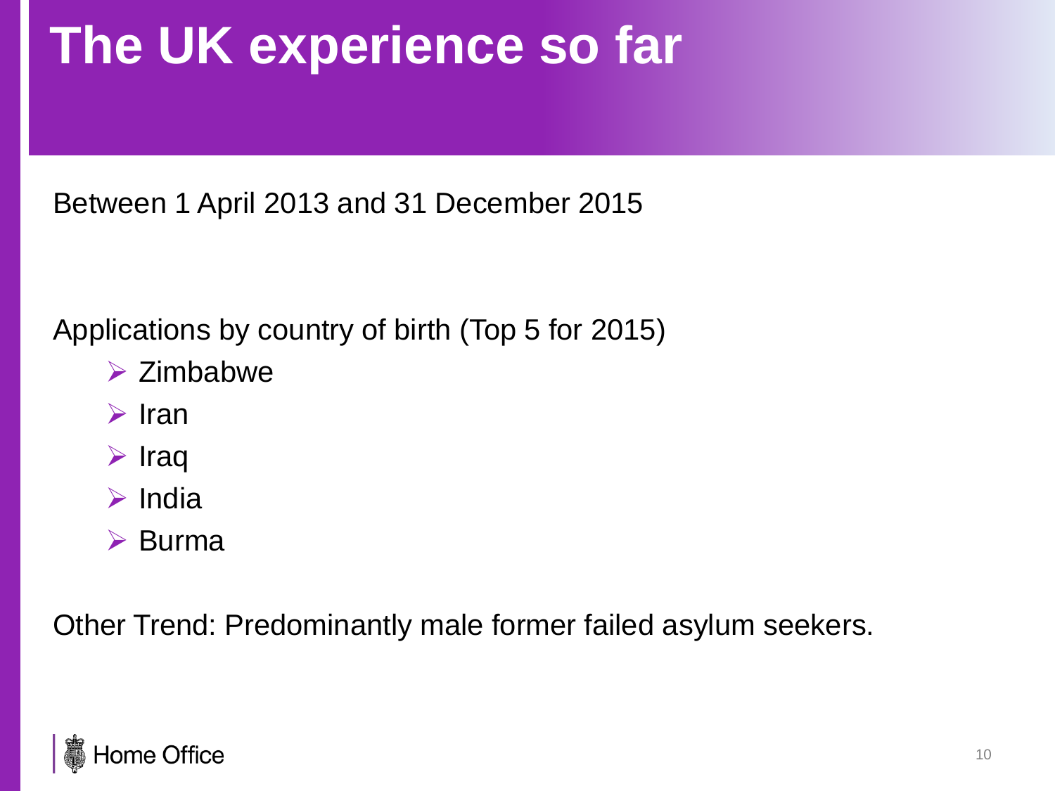# The UK experience so far

Between 1 April 2013 and 31 December 2015

Applications by country of birth (Top 5 for 2015)

- Zimbabwe
- Iran
- Iraq
- India
- Burma

Other Trend: Predominantly male former failed asylum seekers.

Home Office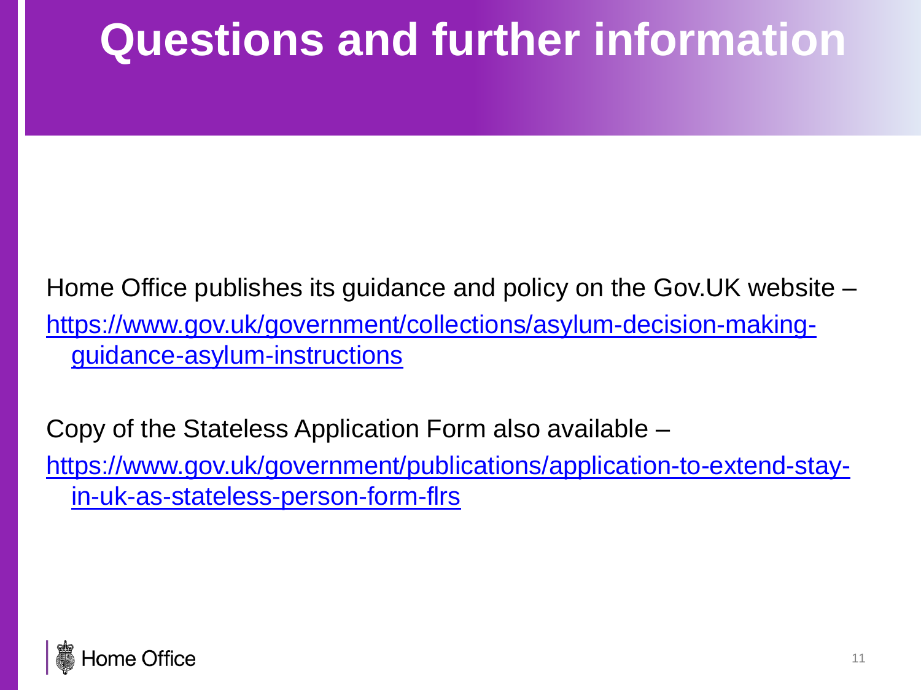# Questions and further information

Home Office publishes its guidance and policy on the Gov.UK website – https://www.gov.uk/government/collections/asylum-decision-making-guidance-asylum-instructions

Copy of the Stateless Application Form also available – https://www.gov.uk/government/publications/application-to-extend-stay-in-uk-as-stateless-person-form-flrs

Home Office